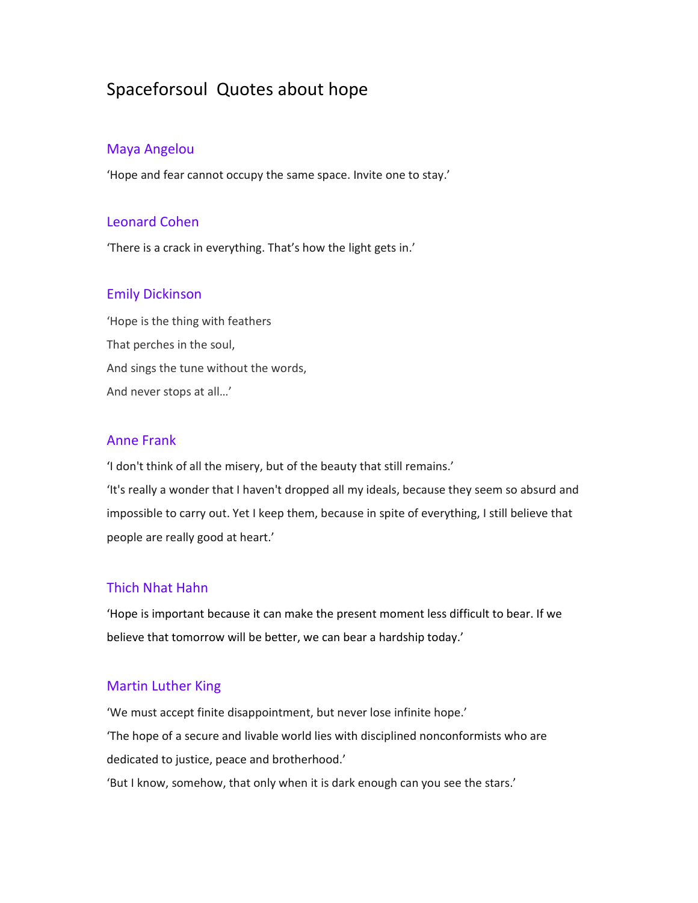# Spaceforsoul Quotes about hope

## Maya Angelou

‘Hope and fear cannot occupy the same space. Invite one to stay.’

## Leonard Cohen

‘There is a crack in everything. That’s how the light gets in.’

## Emily Dickinson

‘Hope is the thing with feathers  
That perches in the soul,  
And sings the tune without the words,  
And never stops at all…’

## Anne Frank

‘I don't think of all the misery, but of the beauty that still remains.’

‘It's really a wonder that I haven't dropped all my ideals, because they seem so absurd and impossible to carry out. Yet I keep them, because in spite of everything, I still believe that people are really good at heart.’

## Thich Nhat Hahn

‘Hope is important because it can make the present moment less difficult to bear. If we believe that tomorrow will be better, we can bear a hardship today.’

## Martin Luther King

‘We must accept finite disappointment, but never lose infinite hope.’

‘The hope of a secure and livable world lies with disciplined nonconformists who are dedicated to justice, peace and brotherhood.’

‘But I know, somehow, that only when it is dark enough can you see the stars.’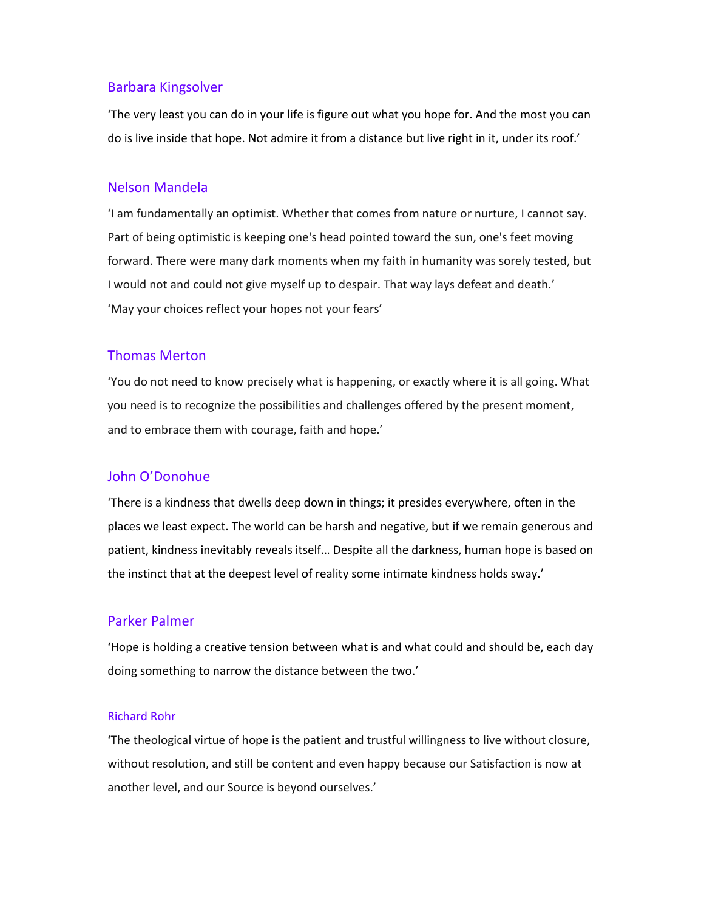## Barbara Kingsolver

‘The very least you can do in your life is figure out what you hope for. And the most you can do is live inside that hope. Not admire it from a distance but live right in it, under its roof.’

## Nelson Mandela

‘I am fundamentally an optimist. Whether that comes from nature or nurture, I cannot say. Part of being optimistic is keeping one's head pointed toward the sun, one's feet moving forward. There were many dark moments when my faith in humanity was sorely tested, but I would not and could not give myself up to despair. That way lays defeat and death.’

‘May your choices reflect your hopes not your fears’

## Thomas Merton

‘You do not need to know precisely what is happening, or exactly where it is all going. What you need is to recognize the possibilities and challenges offered by the present moment, and to embrace them with courage, faith and hope.’

## John O’Donohue

‘There is a kindness that dwells deep down in things; it presides everywhere, often in the places we least expect. The world can be harsh and negative, but if we remain generous and patient, kindness inevitably reveals itself… Despite all the darkness, human hope is based on the instinct that at the deepest level of reality some intimate kindness holds sway.’

## Parker Palmer

‘Hope is holding a creative tension between what is and what could and should be, each day doing something to narrow the distance between the two.’

### Richard Rohr

‘The theological virtue of hope is the patient and trustful willingness to live without closure, without resolution, and still be content and even happy because our Satisfaction is now at another level, and our Source is beyond ourselves.’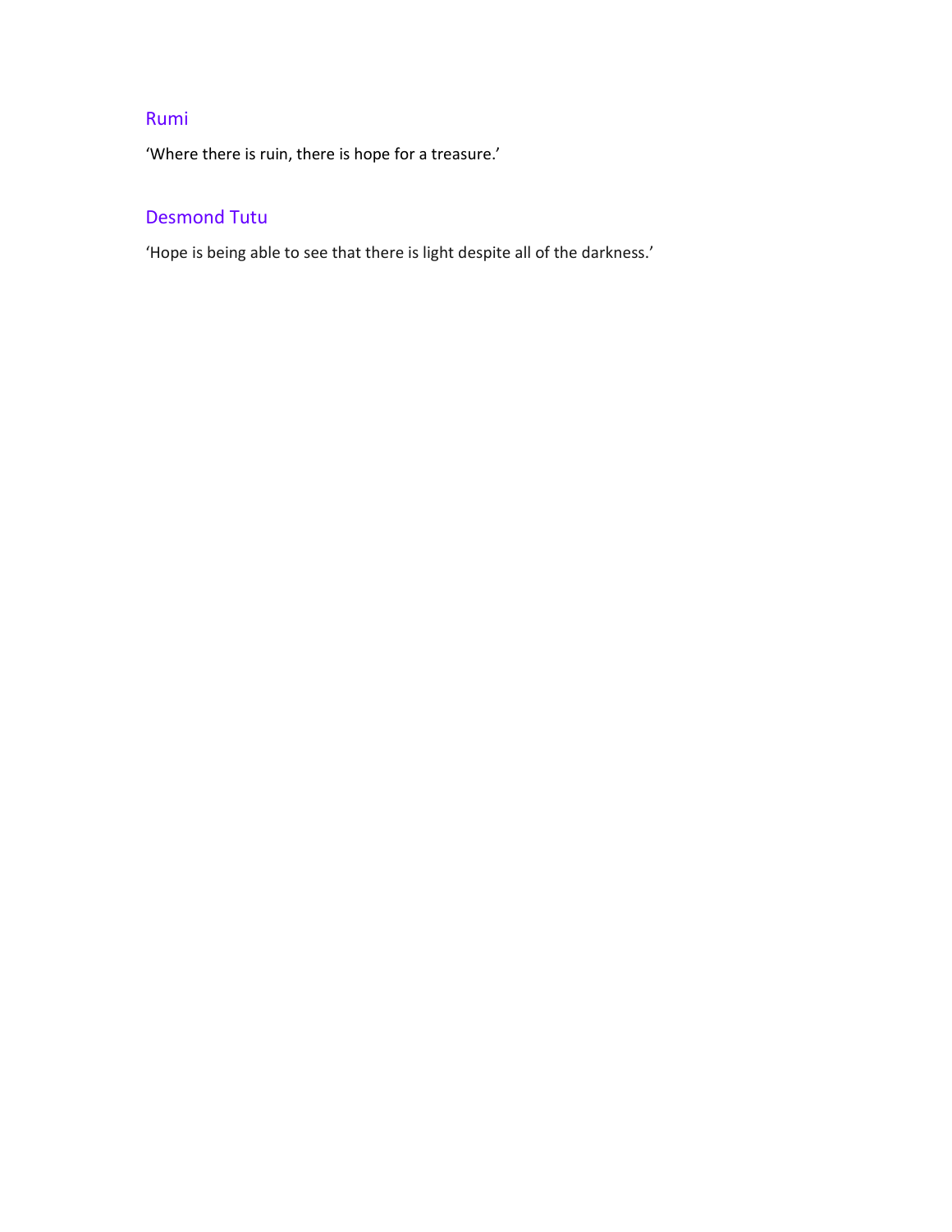## Rumi

‘Where there is ruin, there is hope for a treasure.’

## Desmond Tutu

‘Hope is being able to see that there is light despite all of the darkness.’